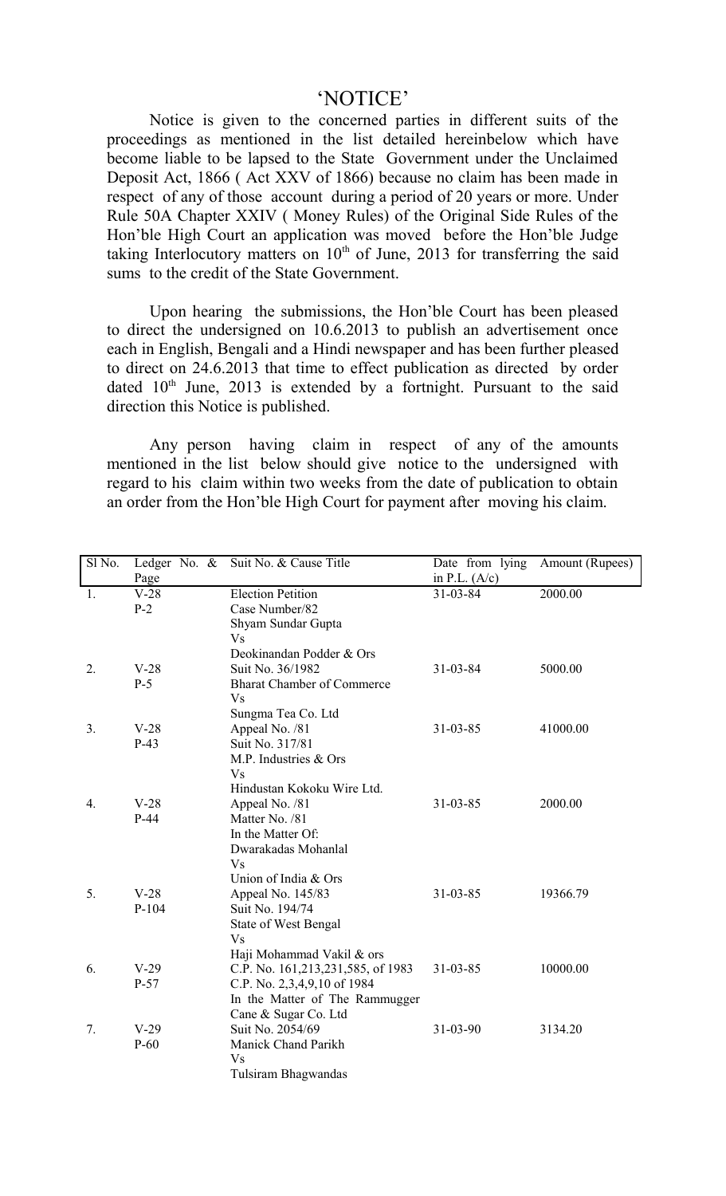# 'NOTICE'

Notice is given to the concerned parties in different suits of the proceedings as mentioned in the list detailed hereinbelow which have become liable to be lapsed to the State Government under the Unclaimed Deposit Act, 1866 ( Act XXV of 1866) because no claim has been made in respect of any of those account during a period of 20 years or more. Under Rule 50A Chapter XXIV ( Money Rules) of the Original Side Rules of the Hon'ble High Court an application was moved before the Hon'ble Judge taking Interlocutory matters on 10th of June, 2013 for transferring the said sums to the credit of the State Government.

Upon hearing the submissions, the Hon'ble Court has been pleased to direct the undersigned on 10.6.2013 to publish an advertisement once each in English, Bengali and a Hindi newspaper and has been further pleased to direct on 24.6.2013 that time to effect publication as directed by order dated 10th June, 2013 is extended by a fortnight. Pursuant to the said direction this Notice is published.

Any person having claim in respect of any of the amounts mentioned in the list below should give notice to the undersigned with regard to his claim within two weeks from the date of publication to obtain an order from the Hon'ble High Court for payment after moving his claim.

| Sl No. | Ledger No. & Page | Suit No. & Cause Title | Date from lying in P.L. (A/c) | Amount (Rupees) |
|---|---|---|---|---|
| 1. | V-28<br>P-2 | Election Petition<br>Case Number/82<br>Shyam Sundar Gupta<br>Vs<br>Deokinandan Podder & Ors | 31-03-84 | 2000.00 |
| 2. | V-28<br>P-5 | Suit No. 36/1982<br>Bharat Chamber of Commerce<br>Vs<br>Sungma Tea Co. Ltd | 31-03-84 | 5000.00 |
| 3. | V-28<br>P-43 | Appeal No. /81<br>Suit No. 317/81<br>M.P. Industries & Ors<br>Vs<br>Hindustan Kokoku Wire Ltd. | 31-03-85 | 41000.00 |
| 4. | V-28<br>P-44 | Appeal No. /81<br>Matter No. /81<br>In the Matter Of:<br>Dwarakadas Mohanlal<br>Vs<br>Union of India & Ors | 31-03-85 | 2000.00 |
| 5. | V-28<br>P-104 | Appeal No. 145/83<br>Suit No. 194/74<br>State of West Bengal<br>Vs<br>Haji Mohammad Vakil & ors | 31-03-85 | 19366.79 |
| 6. | V-29<br>P-57 | C.P. No. 161,213,231,585, of 1983<br>C.P. No. 2,3,4,9,10 of 1984<br>In the Matter of The Rammugger Cane & Sugar Co. Ltd | 31-03-85 | 10000.00 |
| 7. | V-29<br>P-60 | Suit No. 2054/69<br>Manick Chand Parikh<br>Vs<br>Tulsiram Bhagwandas | 31-03-90 | 3134.20 |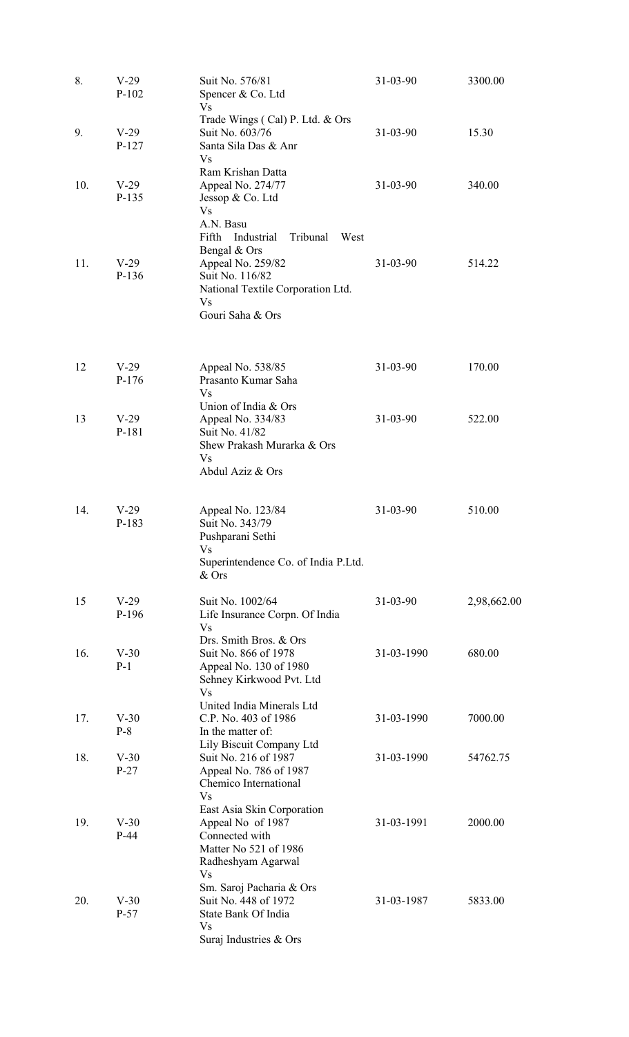| | | | | |
|---|---|---|---|---|
| 8. | V-29<br>P-102 | Suit No. 576/81<br>Spencer & Co. Ltd<br>Vs<br>Trade Wings ( Cal) P. Ltd. & Ors | 31-03-90 | 3300.00 |
| 9. | V-29<br>P-127 | Suit No. 603/76<br>Santa Sila Das & Anr<br>Vs<br>Ram Krishan Datta | 31-03-90 | 15.30 |
| 10. | V-29<br>P-135 | Appeal No. 274/77<br>Jessop & Co. Ltd<br>Vs<br>A.N. Basu<br>Fifth Industrial Tribunal West Bengal & Ors | 31-03-90 | 340.00 |
| 11. | V-29<br>P-136 | Appeal No. 259/82<br>Suit No. 116/82<br>National Textile Corporation Ltd.<br>Vs<br>Gouri Saha & Ors | 31-03-90 | 514.22 |
| 12 | V-29<br>P-176 | Appeal No. 538/85<br>Prasanto Kumar Saha<br>Vs<br>Union of India & Ors | 31-03-90 | 170.00 |
| 13 | V-29<br>P-181 | Appeal No. 334/83<br>Suit No. 41/82<br>Shew Prakash Murarka & Ors<br>Vs<br>Abdul Aziz & Ors | 31-03-90 | 522.00 |
| 14. | V-29<br>P-183 | Appeal No. 123/84<br>Suit No. 343/79<br>Pushparani Sethi<br>Vs<br>Superintendence Co. of India P.Ltd. & Ors | 31-03-90 | 510.00 |
| 15 | V-29<br>P-196 | Suit No. 1002/64<br>Life Insurance Corpn. Of India<br>Vs<br>Drs. Smith Bros. & Ors | 31-03-90 | 2,98,662.00 |
| 16. | V-30<br>P-1 | Suit No. 866 of 1978<br>Appeal No. 130 of 1980<br>Sehney Kirkwood Pvt. Ltd<br>Vs<br>United India Minerals Ltd | 31-03-1990 | 680.00 |
| 17. | V-30<br>P-8 | C.P. No. 403 of 1986<br>In the matter of:<br>Lily Biscuit Company Ltd | 31-03-1990 | 7000.00 |
| 18. | V-30<br>P-27 | Suit No. 216 of 1987<br>Appeal No. 786 of 1987<br>Chemico International<br>Vs<br>East Asia Skin Corporation | 31-03-1990 | 54762.75 |
| 19. | V-30<br>P-44 | Appeal No of 1987<br>Connected with<br>Matter No 521 of 1986<br>Radheshyam Agarwal<br>Vs<br>Sm. Saroj Pacharia & Ors | 31-03-1991 | 2000.00 |
| 20. | V-30<br>P-57 | Suit No. 448 of 1972<br>State Bank Of India<br>Vs<br>Suraj Industries & Ors | 31-03-1987 | 5833.00 |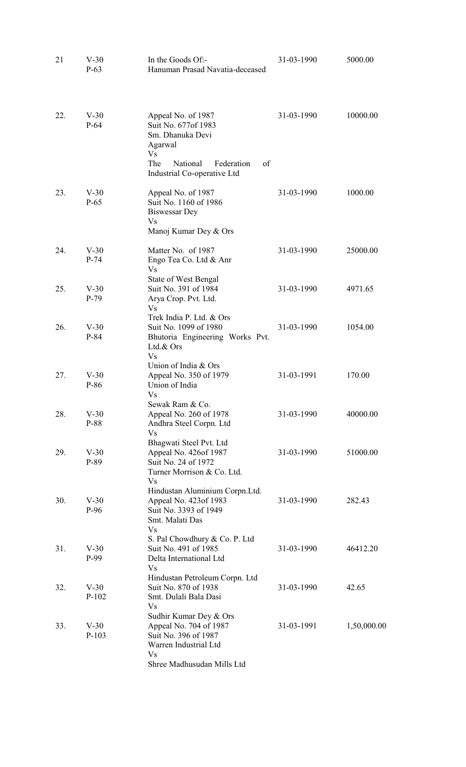| | | | | |
|---|---|---|---|---|
| 21 | V-30<br>P-63 | In the Goods Of:-<br>Hanuman Prasad Navatia-deceased | 31-03-1990 | 5000.00 |
| 22. | V-30<br>P-64 | Appeal No. of 1987<br>Suit No. 677of 1983<br>Sm. Dhanuka Devi Agarwal<br>Vs<br>The National Federation of Industrial Co-operative Ltd | 31-03-1990 | 10000.00 |
| 23. | V-30<br>P-65 | Appeal No. of 1987<br>Suit No. 1160 of 1986<br>Biswessar Dey<br>Vs<br>Manoj Kumar Dey & Ors | 31-03-1990 | 1000.00 |
| 24. | V-30<br>P-74 | Matter No. of 1987<br>Engo Tea Co. Ltd & Anr<br>Vs<br>State of West Bengal | 31-03-1990 | 25000.00 |
| 25. | V-30<br>P-79 | Suit No. 391 of 1984<br>Arya Crop. Pvt. Ltd.<br>Vs<br>Trek India P. Ltd. & Ors | 31-03-1990 | 4971.65 |
| 26. | V-30<br>P-84 | Suit No. 1099 of 1980<br>Bhutoria Engineering Works Pvt. Ltd.& Ors<br>Vs<br>Union of India & Ors | 31-03-1990 | 1054.00 |
| 27. | V-30<br>P-86 | Appeal No. 350 of 1979<br>Union of India<br>Vs<br>Sewak Ram & Co. | 31-03-1991 | 170.00 |
| 28. | V-30<br>P-88 | Appeal No. 260 of 1978<br>Andhra Steel Corpn. Ltd<br>Vs<br>Bhagwati Steel Pvt. Ltd | 31-03-1990 | 40000.00 |
| 29. | V-30<br>P-89 | Appeal No. 426of 1987<br>Suit No. 24 of 1972<br>Turner Morrison & Co. Ltd.<br>Vs<br>Hindustan Aluminium Corpn.Ltd. | 31-03-1990 | 51000.00 |
| 30. | V-30<br>P-96 | Appeal No. 423of 1983<br>Suit No. 3393 of 1949<br>Smt. Malati Das<br>Vs<br>S. Pal Chowdhury & Co. P. Ltd | 31-03-1990 | 282.43 |
| 31. | V-30<br>P-99 | Suit No. 491 of 1985<br>Delta International Ltd<br>Vs<br>Hindustan Petroleum Corpn. Ltd | 31-03-1990 | 46412.20 |
| 32. | V-30<br>P-102 | Suit No. 870 of 1938<br>Smt. Dulali Bala Dasi<br>Vs<br>Sudhir Kumar Dey & Ors | 31-03-1990 | 42.65 |
| 33. | V-30<br>P-103 | Appeal No. 704 of 1987<br>Suit No. 396 of 1987<br>Warren Industrial Ltd<br>Vs<br>Shree Madhusudan Mills Ltd | 31-03-1991 | 1,50,000.00 |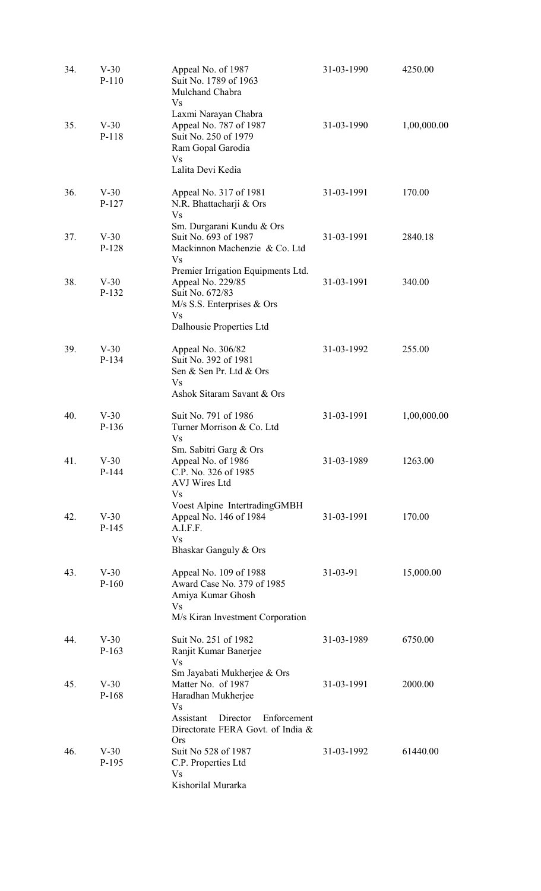| | | | | |
|---|---|---|---|---|
| 34. | V-30<br>P-110 | Appeal No. of 1987<br>Suit No. 1789 of 1963<br>Mulchand Chabra<br>Vs<br>Laxmi Narayan Chabra | 31-03-1990 | 4250.00 |
| 35. | V-30<br>P-118 | Appeal No. 787 of 1987<br>Suit No. 250 of 1979<br>Ram Gopal Garodia<br>Vs<br>Lalita Devi Kedia | 31-03-1990 | 1,00,000.00 |
| 36. | V-30<br>P-127 | Appeal No. 317 of 1981<br>N.R. Bhattacharji & Ors<br>Vs<br>Sm. Durgarani Kundu & Ors | 31-03-1991 | 170.00 |
| 37. | V-30<br>P-128 | Suit No. 693 of 1987<br>Mackinnon Machenzie & Co. Ltd<br>Vs<br>Premier Irrigation Equipments Ltd. | 31-03-1991 | 2840.18 |
| 38. | V-30<br>P-132 | Appeal No. 229/85<br>Suit No. 672/83<br>M/s S.S. Enterprises & Ors<br>Vs<br>Dalhousie Properties Ltd | 31-03-1991 | 340.00 |
| 39. | V-30<br>P-134 | Appeal No. 306/82<br>Suit No. 392 of 1981<br>Sen & Sen Pr. Ltd & Ors<br>Vs<br>Ashok Sitaram Savant & Ors | 31-03-1992 | 255.00 |
| 40. | V-30<br>P-136 | Suit No. 791 of 1986<br>Turner Morrison & Co. Ltd<br>Vs<br>Sm. Sabitri Garg & Ors | 31-03-1991 | 1,00,000.00 |
| 41. | V-30<br>P-144 | Appeal No. of 1986<br>C.P. No. 326 of 1985<br>AVJ Wires Ltd<br>Vs<br>Voest Alpine IntertradingGMBH | 31-03-1989 | 1263.00 |
| 42. | V-30<br>P-145 | Appeal No. 146 of 1984<br>A.I.F.F.<br>Vs<br>Bhaskar Ganguly & Ors | 31-03-1991 | 170.00 |
| 43. | V-30<br>P-160 | Appeal No. 109 of 1988<br>Award Case No. 379 of 1985<br>Amiya Kumar Ghosh<br>Vs<br>M/s Kiran Investment Corporation | 31-03-91 | 15,000.00 |
| 44. | V-30<br>P-163 | Suit No. 251 of 1982<br>Ranjit Kumar Banerjee<br>Vs<br>Sm Jayabati Mukherjee & Ors | 31-03-1989 | 6750.00 |
| 45. | V-30<br>P-168 | Matter No. of 1987<br>Haradhan Mukherjee<br>Vs<br>Assistant Director Enforcement Directorate FERA Govt. of India & Ors | 31-03-1991 | 2000.00 |
| 46. | V-30<br>P-195 | Suit No 528 of 1987<br>C.P. Properties Ltd<br>Vs<br>Kishorilal Murarka | 31-03-1992 | 61440.00 |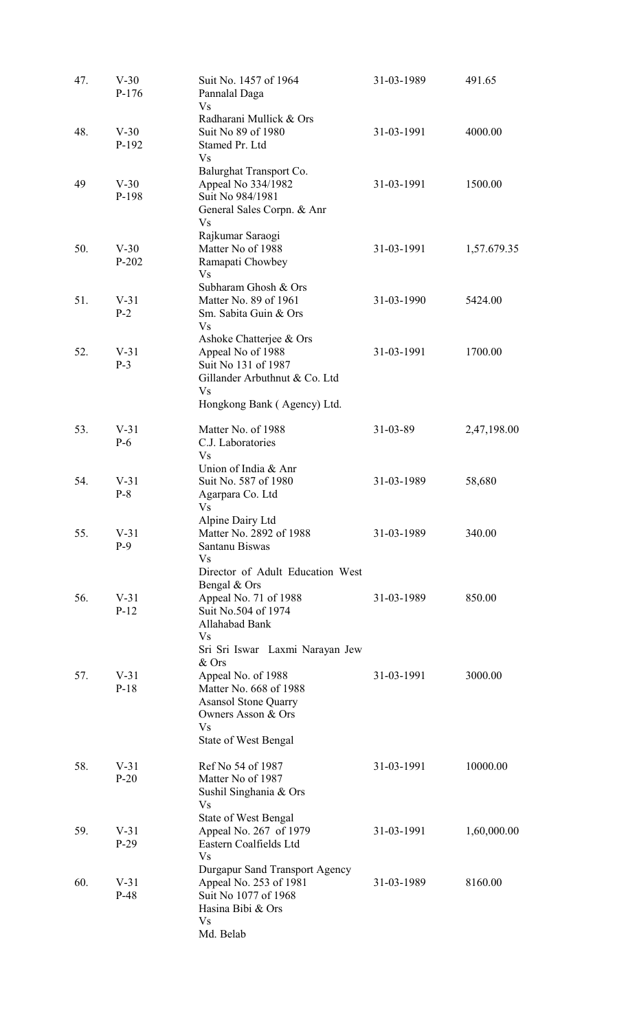| | | | | |
|---|---|---|---|---|
| 47. | V-30<br>P-176 | Suit No. 1457 of 1964<br>Pannalal Daga<br>Vs<br>Radharani Mullick & Ors | 31-03-1989 | 491.65 |
| 48. | V-30<br>P-192 | Suit No 89 of 1980<br>Stamed Pr. Ltd<br>Vs<br>Balurghat Transport Co. | 31-03-1991 | 4000.00 |
| 49 | V-30<br>P-198 | Appeal No 334/1982<br>Suit No 984/1981<br>General Sales Corpn. & Anr<br>Vs<br>Rajkumar Saraogi | 31-03-1991 | 1500.00 |
| 50. | V-30<br>P-202 | Matter No of 1988<br>Ramapati Chowbey<br>Vs<br>Subharam Ghosh & Ors | 31-03-1991 | 1,57.679.35 |
| 51. | V-31<br>P-2 | Matter No. 89 of 1961<br>Sm. Sabita Guin & Ors<br>Vs<br>Ashoke Chatterjee & Ors | 31-03-1990 | 5424.00 |
| 52. | V-31<br>P-3 | Appeal No of 1988<br>Suit No 131 of 1987<br>Gillander Arbuthnut & Co. Ltd<br>Vs<br>Hongkong Bank ( Agency) Ltd. | 31-03-1991 | 1700.00 |
| 53. | V-31<br>P-6 | Matter No. of 1988<br>C.J. Laboratories<br>Vs<br>Union of India & Anr | 31-03-89 | 2,47,198.00 |
| 54. | V-31<br>P-8 | Suit No. 587 of 1980<br>Agarpara Co. Ltd<br>Vs<br>Alpine Dairy Ltd | 31-03-1989 | 58,680 |
| 55. | V-31<br>P-9 | Matter No. 2892 of 1988<br>Santanu Biswas<br>Vs<br>Director of Adult Education West Bengal & Ors | 31-03-1989 | 340.00 |
| 56. | V-31<br>P-12 | Appeal No. 71 of 1988<br>Suit No.504 of 1974<br>Allahabad Bank<br>Vs<br>Sri Sri Iswar Laxmi Narayan Jew & Ors | 31-03-1989 | 850.00 |
| 57. | V-31<br>P-18 | Appeal No. of 1988<br>Matter No. 668 of 1988<br>Asansol Stone Quarry Owners Asson & Ors<br>Vs<br>State of West Bengal | 31-03-1991 | 3000.00 |
| 58. | V-31<br>P-20 | Ref No 54 of 1987<br>Matter No of 1987<br>Sushil Singhania & Ors<br>Vs<br>State of West Bengal | 31-03-1991 | 10000.00 |
| 59. | V-31<br>P-29 | Appeal No. 267 of 1979<br>Eastern Coalfields Ltd<br>Vs<br>Durgapur Sand Transport Agency | 31-03-1991 | 1,60,000.00 |
| 60. | V-31<br>P-48 | Appeal No. 253 of 1981<br>Suit No 1077 of 1968<br>Hasina Bibi & Ors<br>Vs<br>Md. Belab | 31-03-1989 | 8160.00 |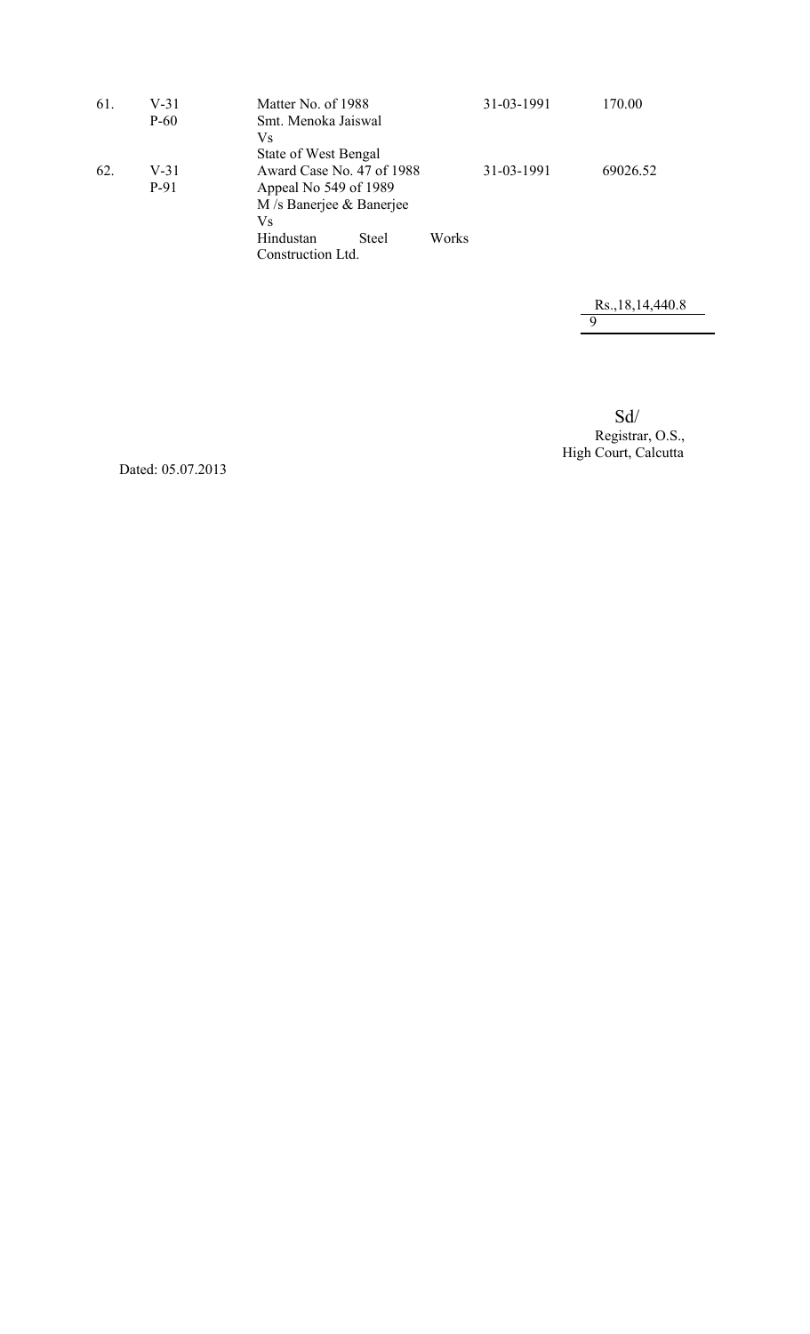| | | | | |
|---|---|---|---|---|
| 61. | V-31<br>P-60 | Matter No. of 1988<br>Smt. Menoka Jaiswal<br>Vs<br>State of West Bengal | 31-03-1991 | 170.00 |
| 62. | V-31<br>P-91 | Award Case No. 47 of 1988<br>Appeal No 549 of 1989<br>M /s Banerjee & Banerjee<br>Vs<br>Hindustan Steel Works Construction Ltd. | 31-03-1991 | 69026.52 |
| | | | | Rs.,18,14,440.89 |

Sd/
Registrar, O.S.,
High Court, Calcutta

Dated: 05.07.2013